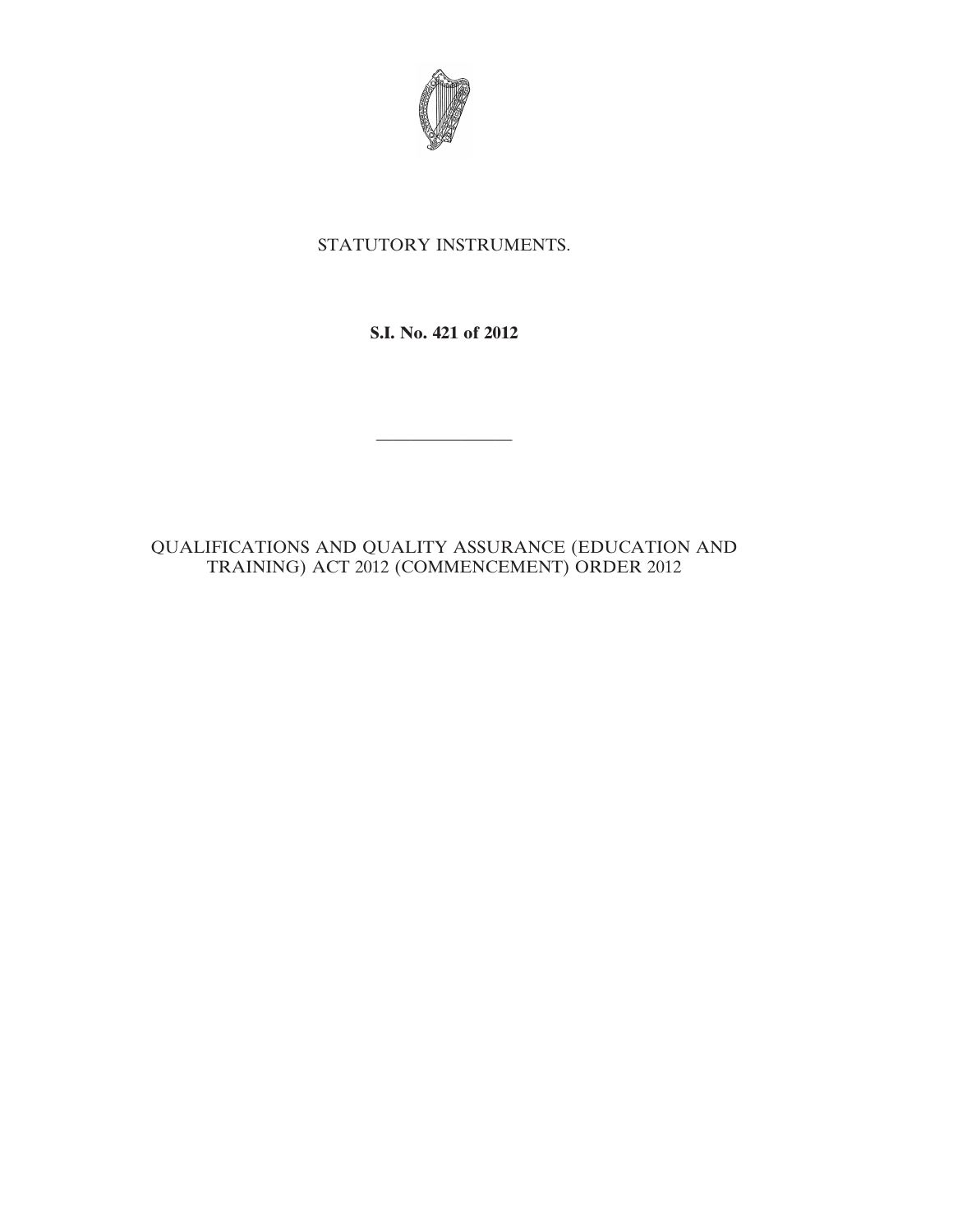STATUTORY INSTRUMENTS.

**S.I. No. 421 of 2012**

---

QUALIFICATIONS AND QUALITY ASSURANCE (EDUCATION AND TRAINING) ACT 2012 (COMMENCEMENT) ORDER 2012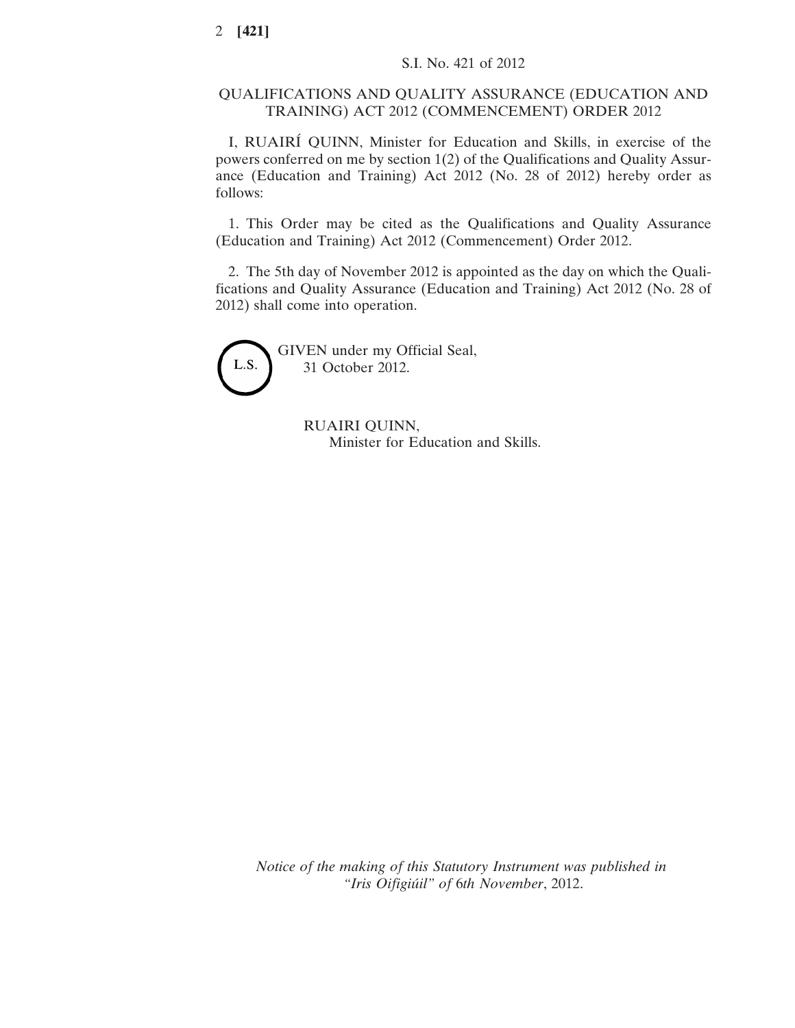S.I. No. 421 of 2012

# QUALIFICATIONS AND QUALITY ASSURANCE (EDUCATION AND TRAINING) ACT 2012 (COMMENCEMENT) ORDER 2012

I, RUAIRÍ QUINN, Minister for Education and Skills, in exercise of the powers conferred on me by section 1(2) of the Qualifications and Quality Assurance (Education and Training) Act 2012 (No. 28 of 2012) hereby order as follows:

1. This Order may be cited as the Qualifications and Quality Assurance (Education and Training) Act 2012 (Commencement) Order 2012.

2. The 5th day of November 2012 is appointed as the day on which the Qualifications and Quality Assurance (Education and Training) Act 2012 (No. 28 of 2012) shall come into operation.

L.S.

GIVEN under my Official Seal,
31 October 2012.

RUAIRI QUINN,
Minister for Education and Skills.

*Notice of the making of this Statutory Instrument was published in "Iris Oifigiúil" of 6th November, 2012.*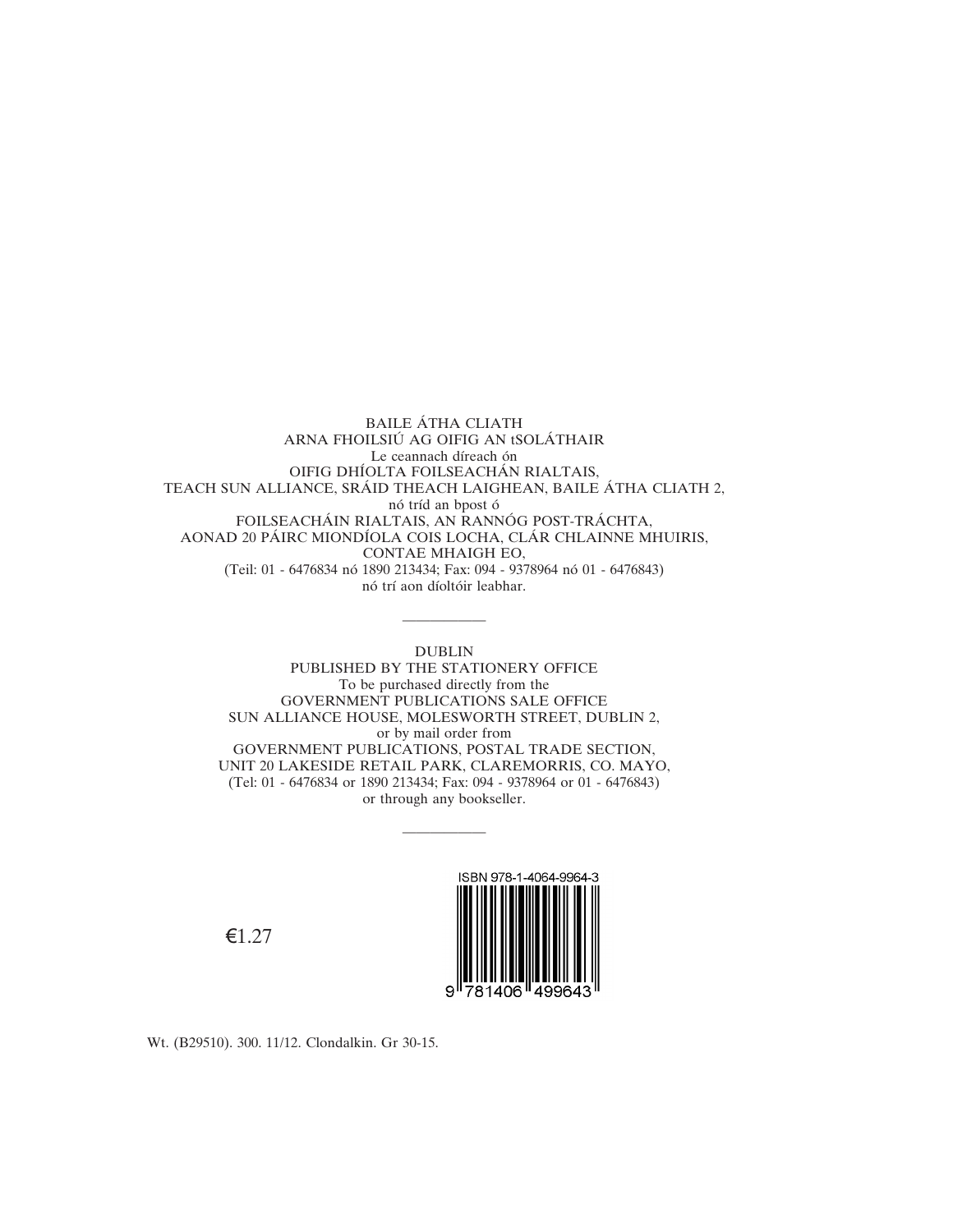BAILE ÁTHA CLIATH
ARNA FHOILSIÚ AG OIFIG AN tSOLÁTHAIR
Le ceannach díreach ón
OIFIG DHÍOLTA FOILSEACHÁN RIALTAIS,
TEACH SUN ALLIANCE, SRÁID THEACH LAIGHEAN, BAILE ÁTHA CLIATH 2,
nó tríd an bpost ó
FOILSEACHÁIN RIALTAIS, AN RANNÓG POST-TRÁCHTA,
AONAD 20 PÁIRC MIONDÍOLA COIS LOCHA, CLÁR CHLAINNE MHUIRIS,
CONTAE MHAIGH EO,
(Teil: 01 - 6476834 nó 1890 213434; Fax: 094 - 9378964 nó 01 - 6476843)
nó trí aon díoltóir leabhar.

---

DUBLIN
PUBLISHED BY THE STATIONERY OFFICE
To be purchased directly from the
GOVERNMENT PUBLICATIONS SALE OFFICE
SUN ALLIANCE HOUSE, MOLESWORTH STREET, DUBLIN 2,
or by mail order from
GOVERNMENT PUBLICATIONS, POSTAL TRADE SECTION,
UNIT 20 LAKESIDE RETAIL PARK, CLAREMORRIS, CO. MAYO,
(Tel: 01 - 6476834 or 1890 213434; Fax: 094 - 9378964 or 01 - 6476843)
or through any bookseller.

---

€1.27

ISBN 978-1-4064-9964-3

9 781406 499643

Wt. (B29510). 300. 11/12. Clondalkin. Gr 30-15.